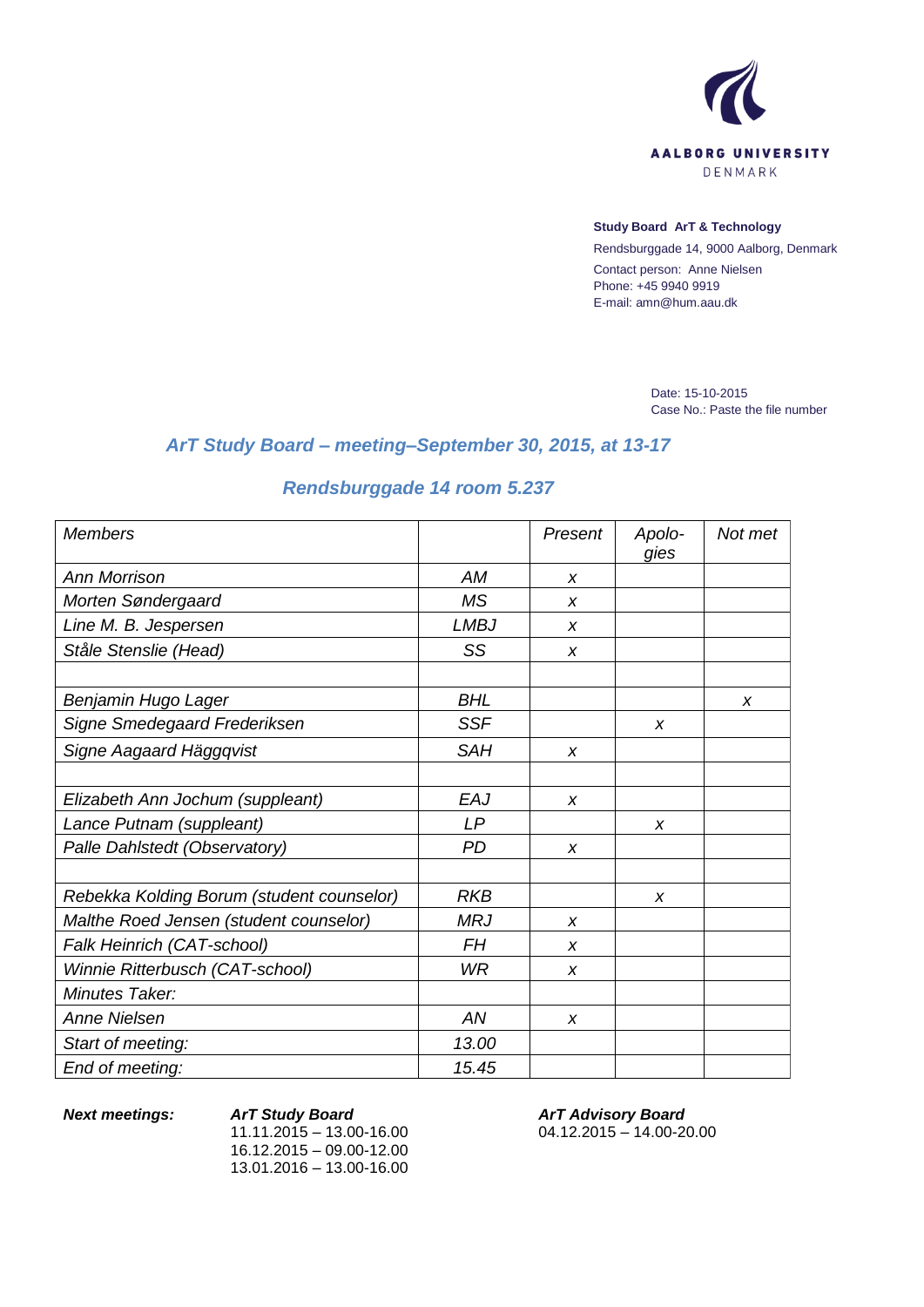AALBORG UNIVERSITY
DENMARK

**Study Board ArT & Technology**
Rendsburggade 14, 9000 Aalborg, Denmark
Contact person: Anne Nielsen
Phone: +45 9940 9919
E-mail: amn@hum.aau.dk

Date: 15-10-2015
Case No.: Paste the file number

## *ArT Study Board – meeting–September 30, 2015, at 13-17*

## *Rendsburggade 14 room 5.237*

| *Members* | | *Present* | *Apolo-gies* | *Not met* |
|---|---|---|---|---|
| *Ann Morrison* | *AM* | *x* | | |
| *Morten Søndergaard* | *MS* | *x* | | |
| *Line M. B. Jespersen* | *LMBJ* | *x* | | |
| *Ståle Stenslie (Head)* | *SS* | *x* | | |
| | | | | |
| *Benjamin Hugo Lager* | *BHL* | | | *x* |
| *Signe Smedegaard Frederiksen* | *SSF* | | *x* | |
| *Signe Aagaard Häggqvist* | *SAH* | *x* | | |
| | | | | |
| *Elizabeth Ann Jochum (suppleant)* | *EAJ* | *x* | | |
| *Lance Putnam (suppleant)* | *LP* | | *x* | |
| *Palle Dahlstedt (Observatory)* | *PD* | *x* | | |
| | | | | |
| *Rebekka Kolding Borum (student counselor)* | *RKB* | | *x* | |
| *Malthe Roed Jensen (student counselor)* | *MRJ* | *x* | | |
| *Falk Heinrich (CAT-school)* | *FH* | *x* | | |
| *Winnie Ritterbusch (CAT-school)* | *WR* | *x* | | |
| *Minutes Taker:* | | | | |
| *Anne Nielsen* | *AN* | *x* | | |
| *Start of meeting:* | *13.00* | | | |
| *End of meeting:* | *15.45* | | | |

***Next meetings:***

***ArT Study Board***
11.11.2015 – 13.00-16.00
16.12.2015 – 09.00-12.00
13.01.2016 – 13.00-16.00

***ArT Advisory Board***
04.12.2015 – 14.00-20.00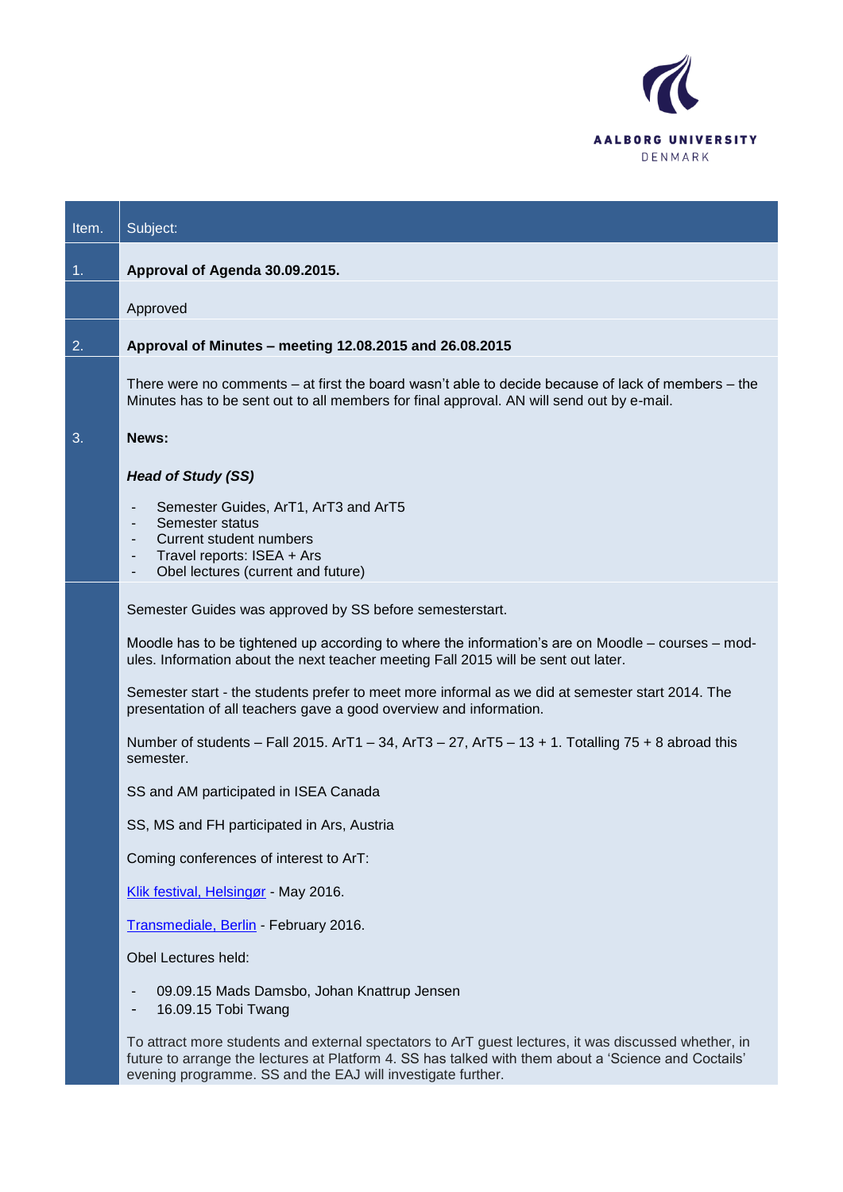| Item. | Subject: |
|---|---|
| 1. | **Approval of Agenda 30.09.2015.** |
| | Approved |
| 2. | **Approval of Minutes – meeting 12.08.2015 and 26.08.2015** |
| | There were no comments – at first the board wasn't able to decide because of lack of members – the Minutes has to be sent out to all members for final approval. AN will send out by e-mail. |
| 3. | **News:** |
| | ***Head of Study (SS)*** |
| | - Semester Guides, ArT1, ArT3 and ArT5<br>- Semester status<br>- Current student numbers<br>- Travel reports: ISEA + Ars<br>- Obel lectures (current and future) |
| | Semester Guides was approved by SS before semesterstart.<br><br>Moodle has to be tightened up according to where the information's are on Moodle – courses – modules. Information about the next teacher meeting Fall 2015 will be sent out later.<br><br>Semester start - the students prefer to meet more informal as we did at semester start 2014. The presentation of all teachers gave a good overview and information.<br><br>Number of students – Fall 2015. ArT1 – 34, ArT3 – 27, ArT5 – 13 + 1. Totalling 75 + 8 abroad this semester.<br><br>SS and AM participated in ISEA Canada<br><br>SS, MS and FH participated in Ars, Austria<br><br>Coming conferences of interest to ArT:<br><br>Klik festival, Helsingør - May 2016.<br><br>Transmediale, Berlin - February 2016.<br><br>Obel Lectures held:<br><br>- 09.09.15 Mads Damsbo, Johan Knattrup Jensen<br>- 16.09.15 Tobi Twang<br><br>To attract more students and external spectators to ArT guest lectures, it was discussed whether, in future to arrange the lectures at Platform 4. SS has talked with them about a 'Science and Coctails' evening programme. SS and the EAJ will investigate further. |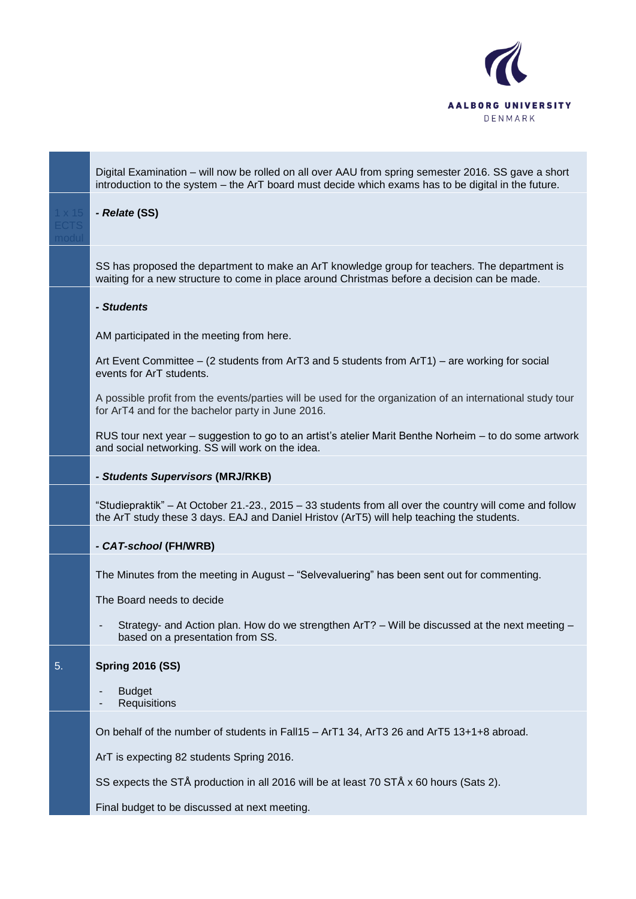Digital Examination – will now be rolled on all over AAU from spring semester 2016. SS gave a short introduction to the system – the ArT board must decide which exams has to be digital in the future.

1 x 15 ECTS modul

***- Relate* (SS)**

SS has proposed the department to make an ArT knowledge group for teachers. The department is waiting for a new structure to come in place around Christmas before a decision can be made.

***- Students***

AM participated in the meeting from here.

Art Event Committee – (2 students from ArT3 and 5 students from ArT1) – are working for social events for ArT students.

A possible profit from the events/parties will be used for the organization of an international study tour for ArT4 and for the bachelor party in June 2016.

RUS tour next year – suggestion to go to an artist's atelier Marit Benthe Norheim – to do some artwork and social networking. SS will work on the idea.

***- Students Supervisors* (MRJ/RKB)**

"Studiepraktik" – At October 21.-23., 2015 – 33 students from all over the country will come and follow the ArT study these 3 days. EAJ and Daniel Hristov (ArT5) will help teaching the students.

***- CAT-school* (FH/WRB)**

The Minutes from the meeting in August – "Selvevaluering" has been sent out for commenting.

The Board needs to decide

- Strategy- and Action plan. How do we strengthen ArT? – Will be discussed at the next meeting – based on a presentation from SS.

5. **Spring 2016 (SS)**

- Budget
- Requisitions

On behalf of the number of students in Fall15 – ArT1 34, ArT3 26 and ArT5 13+1+8 abroad.

ArT is expecting 82 students Spring 2016.

SS expects the STÅ production in all 2016 will be at least 70 STÅ x 60 hours (Sats 2).

Final budget to be discussed at next meeting.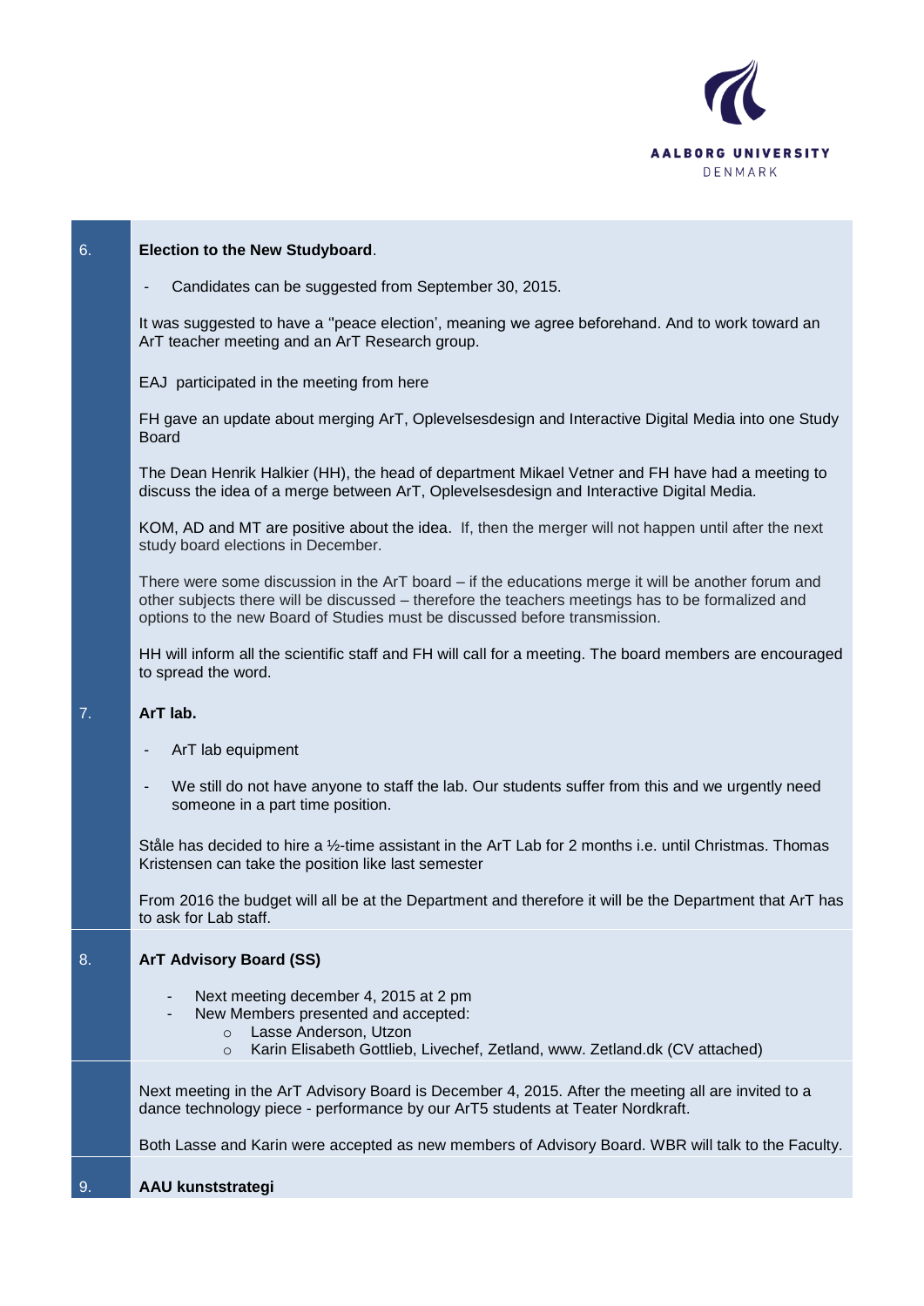| | |
|---|---|
| 6. | **Election to the New Studyboard**. |
| | - Candidates can be suggested from September 30, 2015. |
| | It was suggested to have a "peace election', meaning we agree beforehand. And to work toward an ArT teacher meeting and an ArT Research group. |
| | EAJ participated in the meeting from here |
| | FH gave an update about merging ArT, Oplevelsesdesign and Interactive Digital Media into one Study Board |
| | The Dean Henrik Halkier (HH), the head of department Mikael Vetner and FH have had a meeting to discuss the idea of a merge between ArT, Oplevelsesdesign and Interactive Digital Media. |
| | KOM, AD and MT are positive about the idea. If, then the merger will not happen until after the next study board elections in December. |
| | There were some discussion in the ArT board – if the educations merge it will be another forum and other subjects there will be discussed – therefore the teachers meetings has to be formalized and options to the new Board of Studies must be discussed before transmission. |
| | HH will inform all the scientific staff and FH will call for a meeting. The board members are encouraged to spread the word. |
| 7. | **ArT lab.** |
| | - ArT lab equipment |
| | - We still do not have anyone to staff the lab. Our students suffer from this and we urgently need someone in a part time position. |
| | Ståle has decided to hire a ½-time assistant in the ArT Lab for 2 months i.e. until Christmas. Thomas Kristensen can take the position like last semester |
| | From 2016 the budget will all be at the Department and therefore it will be the Department that ArT has to ask for Lab staff. |
| 8. | **ArT Advisory Board (SS)** |
| | - Next meeting december 4, 2015 at 2 pm<br>- New Members presented and accepted:<br>  - Lasse Anderson, Utzon<br>  - Karin Elisabeth Gottlieb, Livechef, Zetland, www. Zetland.dk (CV attached) |
| | Next meeting in the ArT Advisory Board is December 4, 2015. After the meeting all are invited to a dance technology piece - performance by our ArT5 students at Teater Nordkraft. |
| | Both Lasse and Karin were accepted as new members of Advisory Board. WBR will talk to the Faculty. |
| 9. | **AAU kunststrategi** |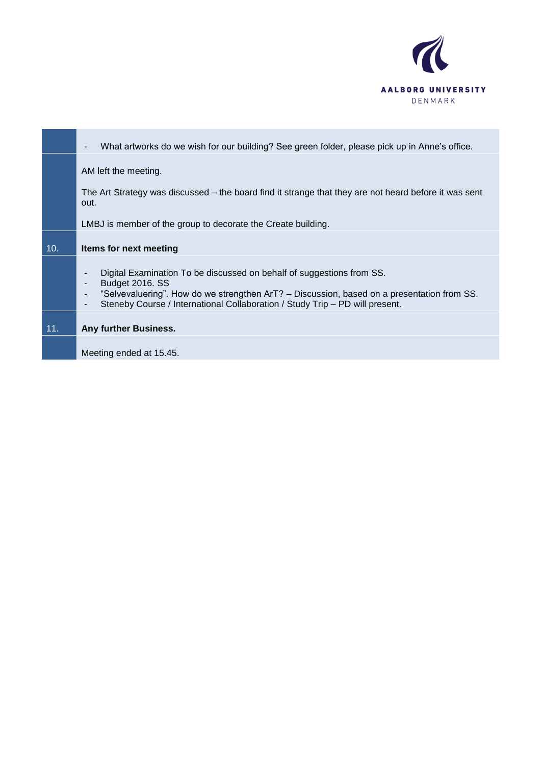| | |
|---|---|
| | - What artworks do we wish for our building? See green folder, please pick up in Anne's office. |
| | AM left the meeting.<br><br>The Art Strategy was discussed – the board find it strange that they are not heard before it was sent out.<br><br>LMBJ is member of the group to decorate the Create building. |
| 10. | **Items for next meeting** |
| | - Digital Examination To be discussed on behalf of suggestions from SS.<br>- Budget 2016. SS<br>- "Selvevaluering". How do we strengthen ArT? – Discussion, based on a presentation from SS.<br>- Steneby Course / International Collaboration / Study Trip – PD will present. |
| 11. | **Any further Business.** |
| | Meeting ended at 15.45. |